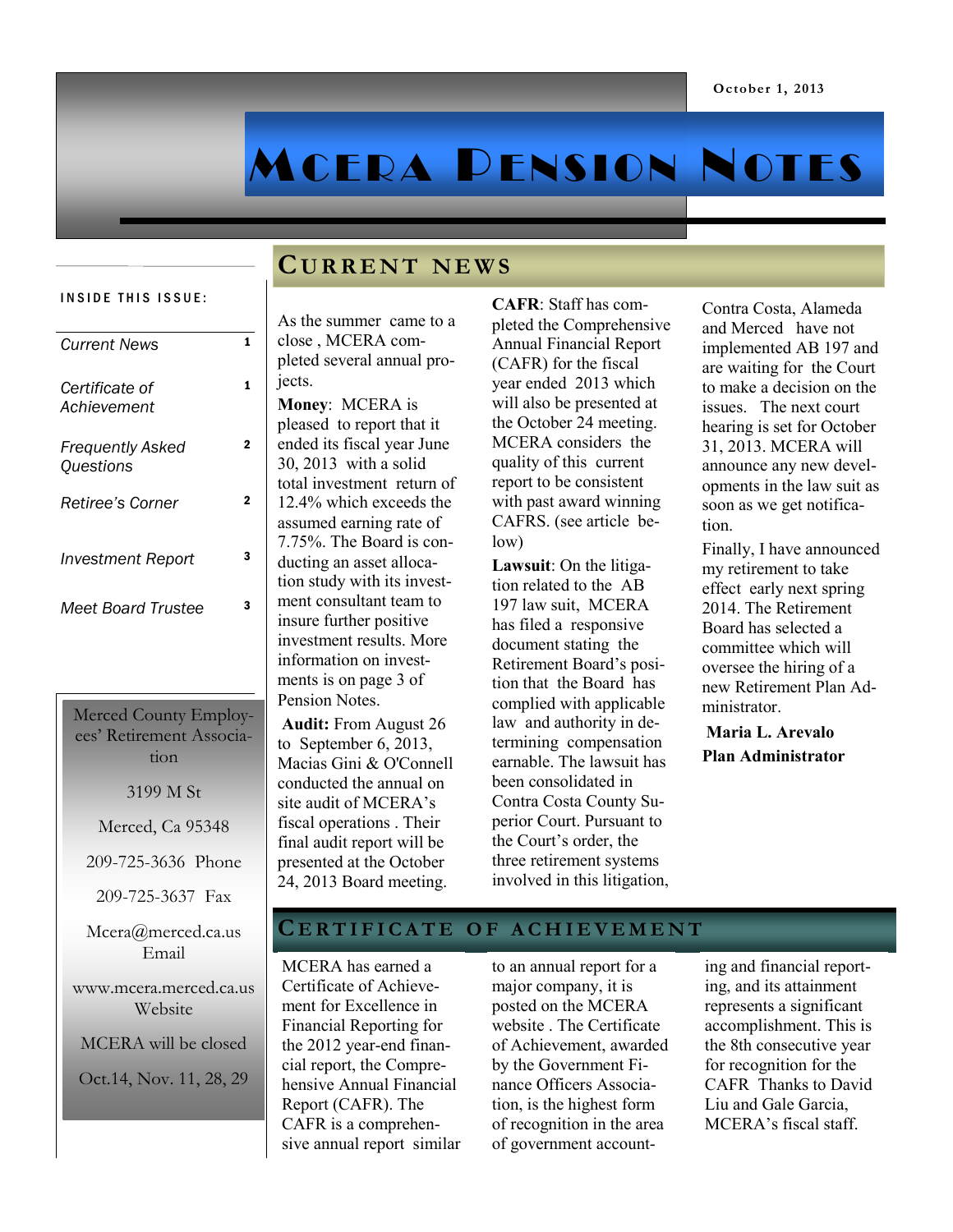October 1, 2013

# MCERA Pension Notes

**INSIDE THIS ISSUE:**

| | |
|---|---|
| *Current News* | 1 |
| *Certificate of Achievement* | 1 |
| *Frequently Asked Questions* | 2 |
| *Retiree's Corner* | 2 |
| *Investment Report* | 3 |
| *Meet Board Trustee* | 3 |

Merced County Employees' Retirement Association

3199 M St

Merced, Ca 95348

209-725-3636 Phone

209-725-3637 Fax

Mcera@merced.ca.us Email

www.mcera.merced.ca.us Website

MCERA will be closed

Oct.14, Nov. 11, 28, 29

## Current News

As the summer came to a close , MCERA completed several annual projects.

**Money**: MCERA is pleased to report that it ended its fiscal year June 30, 2013 with a solid total investment return of 12.4% which exceeds the assumed earning rate of 7.75%. The Board is conducting an asset allocation study with its investment consultant team to insure further positive investment results. More information on investments is on page 3 of Pension Notes.

**Audit:** From August 26 to September 6, 2013, Macias Gini & O'Connell conducted the annual on site audit of MCERA's fiscal operations . Their final audit report will be presented at the October 24, 2013 Board meeting.

**CAFR**: Staff has completed the Comprehensive Annual Financial Report (CAFR) for the fiscal year ended 2013 which will also be presented at the October 24 meeting. MCERA considers the quality of this current report to be consistent with past award winning CAFRS. (see article below)

**Lawsuit**: On the litigation related to the AB 197 law suit, MCERA has filed a responsive document stating the Retirement Board's position that the Board has complied with applicable law and authority in determining compensation earnable. The lawsuit has been consolidated in Contra Costa County Superior Court. Pursuant to the Court's order, the three retirement systems involved in this litigation, Contra Costa, Alameda and Merced have not implemented AB 197 and are waiting for the Court to make a decision on the issues. The next court hearing is set for October 31, 2013. MCERA will announce any new developments in the law suit as soon as we get notification.

Finally, I have announced my retirement to take effect early next spring 2014. The Retirement Board has selected a committee which will oversee the hiring of a new Retirement Plan Administrator.

**Maria L. Arevalo**
**Plan Administrator**

## Certificate of Achievement

MCERA has earned a Certificate of Achievement for Excellence in Financial Reporting for the 2012 year-end financial report, the Comprehensive Annual Financial Report (CAFR). The CAFR is a comprehensive annual report similar to an annual report for a major company, it is posted on the MCERA website . The Certificate of Achievement, awarded by the Government Finance Officers Association, is the highest form of recognition in the area of government accounting and financial reporting, and its attainment represents a significant accomplishment. This is the 8th consecutive year for recognition for the CAFR Thanks to David Liu and Gale Garcia, MCERA's fiscal staff.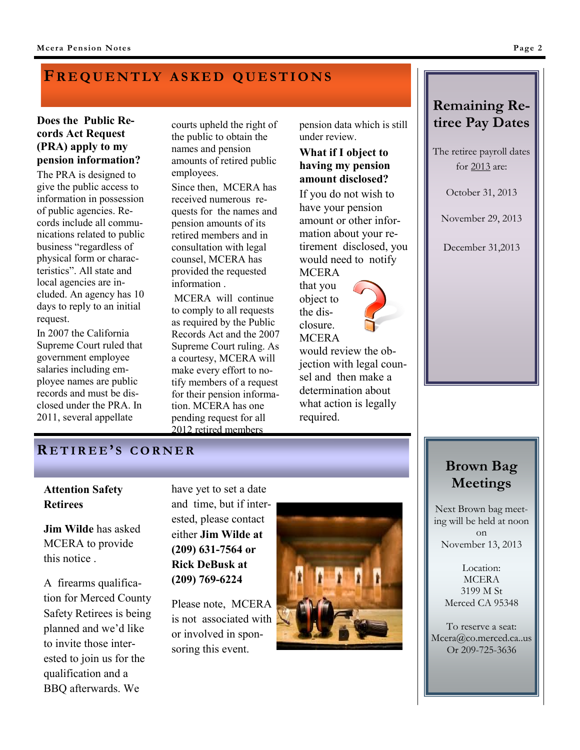## Frequently Asked Questions

**Does the Public Records Act Request (PRA) apply to my pension information?**

The PRA is designed to give the public access to information in possession of public agencies. Records include all communications related to public business "regardless of physical form or characteristics". All state and local agencies are included. An agency has 10 days to reply to an initial request.

In 2007 the California Supreme Court ruled that government employee salaries including employee names are public records and must be disclosed under the PRA. In 2011, several appellate courts upheld the right of the public to obtain the names and pension amounts of retired public employees.

Since then, MCERA has received numerous requests for the names and pension amounts of its retired members and in consultation with legal counsel, MCERA has provided the requested information .

MCERA will continue to comply to all requests as required by the Public Records Act and the 2007 Supreme Court ruling. As a courtesy, MCERA will make every effort to notify members of a request for their pension information. MCERA has one pending request for all 2012 retired members pension data which is still under review.

**What if I object to having my pension amount disclosed?**

If you do not wish to have your pension amount or other information about your retirement disclosed, you would need to notify MCERA that you object to the disclosure. MCERA would review the objection with legal counsel and then make a determination about what action is legally required.

## Remaining Retiree Pay Dates

The retiree payroll dates for 2013 are:

October 31, 2013

November 29, 2013

December 31,2013

## Retiree's Corner

**Attention Safety Retirees**

**Jim Wilde** has asked MCERA to provide this notice .

A firearms qualification for Merced County Safety Retirees is being planned and we'd like to invite those interested to join us for the qualification and a BBQ afterwards. We have yet to set a date and time, but if interested, please contact either **Jim Wilde at (209) 631-7564 or Rick DeBusk at (209) 769-6224**

Please note, MCERA is not associated with or involved in sponsoring this event.

## Brown Bag Meetings

Next Brown bag meeting will be held at noon on November 13, 2013

Location:
MCERA
3199 M St
Merced CA 95348

To reserve a seat:
Mcera@co.merced.ca..us
Or 209-725-3636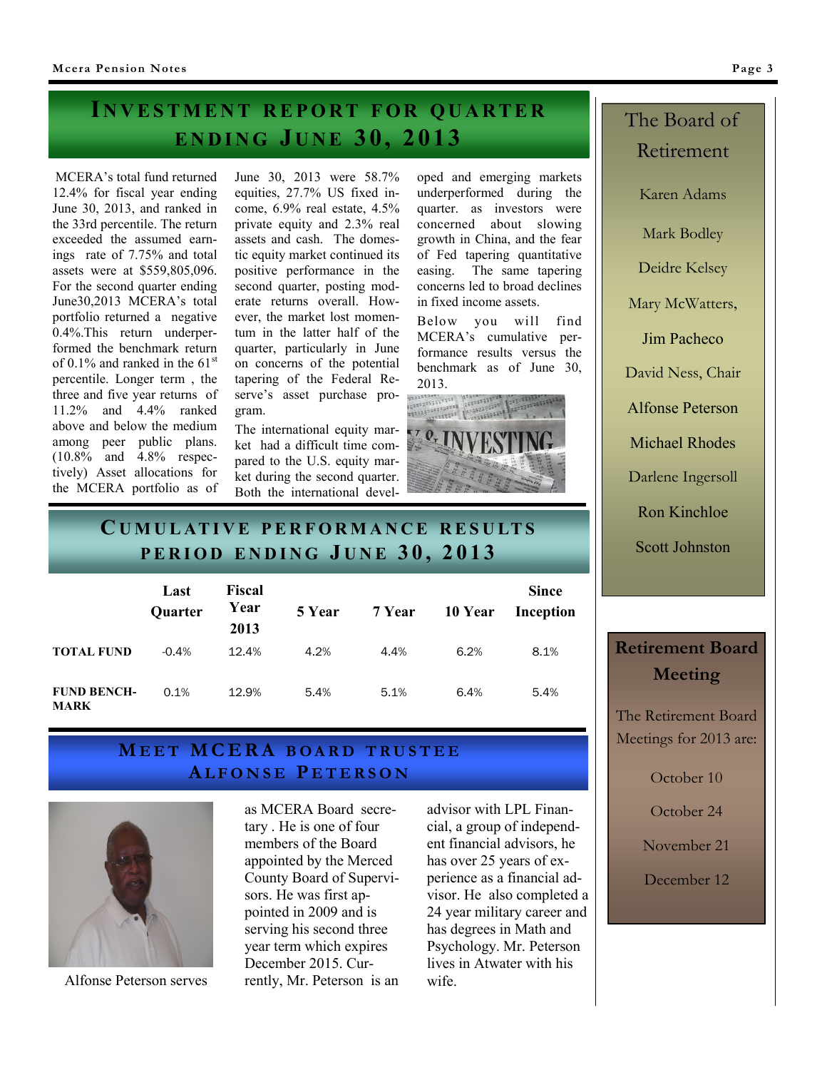## INVESTMENT REPORT FOR QUARTER ENDING JUNE 30, 2013

MCERA's total fund returned 12.4% for fiscal year ending June 30, 2013, and ranked in the 33rd percentile. The return exceeded the assumed earnings rate of 7.75% and total assets were at $559,805,096. For the second quarter ending June30,2013 MCERA's total portfolio returned a negative 0.4%.This return underperformed the benchmark return of 0.1% and ranked in the 61st percentile. Longer term , the three and five year returns of 11.2% and 4.4% ranked above and below the medium among peer public plans. (10.8% and 4.8% respectively) Asset allocations for the MCERA portfolio as of June 30, 2013 were 58.7% equities, 27.7% US fixed income, 6.9% real estate, 4.5% private equity and 2.3% real assets and cash. The domestic equity market continued its positive performance in the second quarter, posting moderate returns overall. However, the market lost momentum in the latter half of the quarter, particularly in June on concerns of the potential tapering of the Federal Reserve's asset purchase program.

The international equity market had a difficult time compared to the U.S. equity market during the second quarter. Both the international developed and emerging markets underperformed during the quarter. as investors were concerned about slowing growth in China, and the fear of Fed tapering quantitative easing. The same tapering concerns led to broad declines in fixed income assets.

Below you will find MCERA's cumulative performance results versus the benchmark as of June 30, 2013.

## CUMULATIVE PERFORMANCE RESULTS PERIOD ENDING JUNE 30, 2013

| | Last Quarter | Fiscal Year 2013 | 5 Year | 7 Year | 10 Year | Since Inception |
|---|---|---|---|---|---|---|
| **TOTAL FUND** | -0.4% | 12.4% | 4.2% | 4.4% | 6.2% | 8.1% |
| **FUND BENCHMARK** | 0.1% | 12.9% | 5.4% | 5.1% | 6.4% | 5.4% |

## MEET MCERA BOARD TRUSTEE ALFONSE PETERSON

Alfonse Peterson serves as MCERA Board secretary . He is one of four members of the Board appointed by the Merced County Board of Supervisors. He was first appointed in 2009 and is serving his second three year term which expires December 2015. Currently, Mr. Peterson is an advisor with LPL Financial, a group of independent financial advisors, he has over 25 years of experience as a financial advisor. He also completed a 24 year military career and has degrees in Math and Psychology. Mr. Peterson lives in Atwater with his wife.

### The Board of Retirement

Karen Adams

Mark Bodley

Deidre Kelsey

Mary McWatters,

Jim Pacheco

David Ness, Chair

Alfonse Peterson

Michael Rhodes

Darlene Ingersoll

Ron Kinchloe

Scott Johnston

### Retirement Board Meeting

The Retirement Board Meetings for 2013 are:

October 10

October 24

November 21

December 12